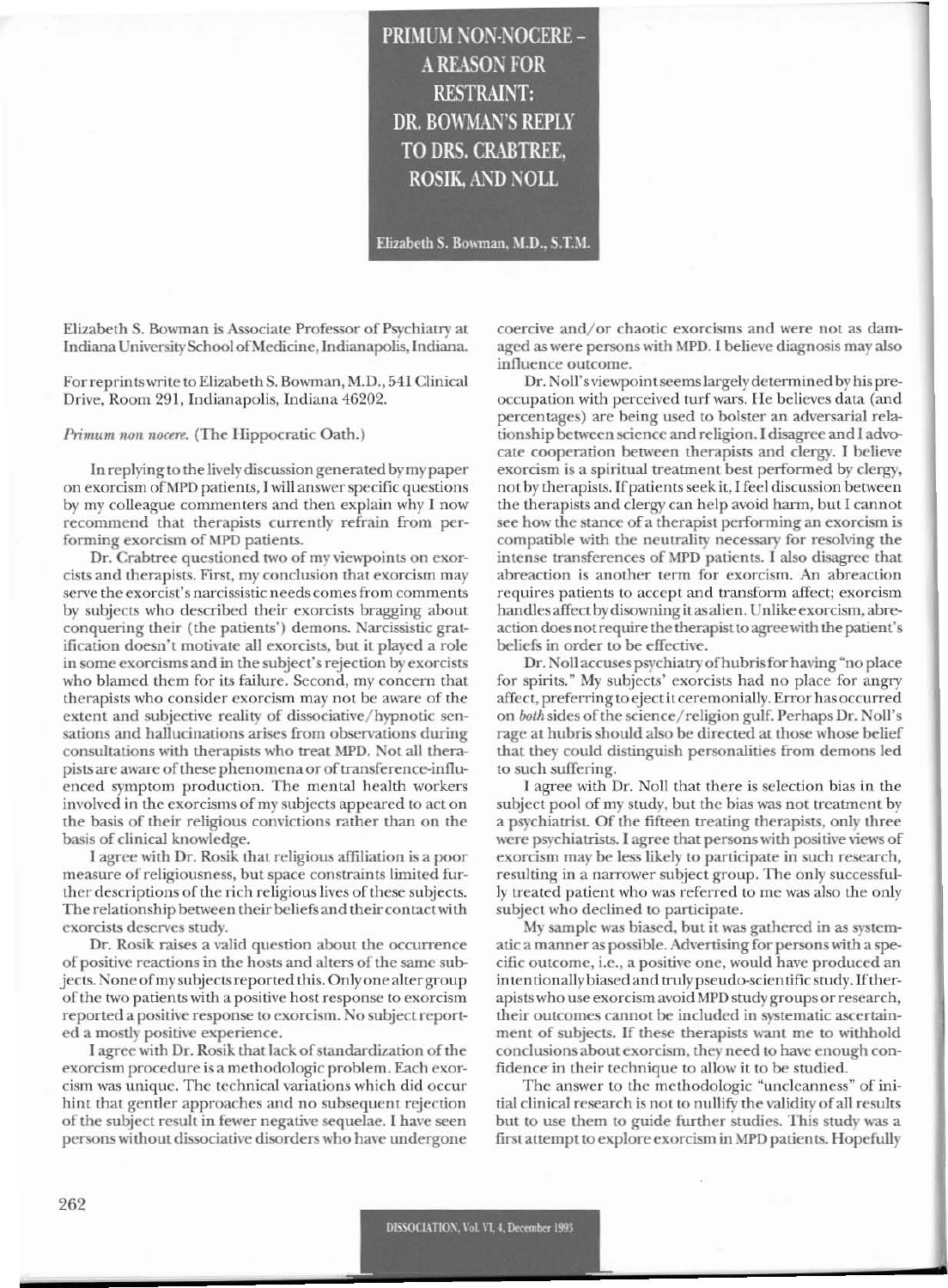# PRIMUM NON-NOCERE – A REASON FOR RESTRAINT: DR. BOWMAN'S REPLY TO DRS. CRABTREE, ROSIK, AND NOLL

Elizabeth S. Bowman, M.D., S.T.M.

Elizabeth S. Bowman is Associate Professor of Psychiatry at Indiana University School of Medicine, Indianapolis, Indiana.

For reprints write to Elizabeth S. Bowman, M.D., 541 Clinical Drive, Room 291, Indianapolis, Indiana 46202.

*Primum non nocere.* (The Hippocratic Oath.)

In replying to the lively discussion generated by my paper on exorcism of MPD patients, I will answer specific questions by my colleague commenters and then explain why I now recommend that therapists currently refrain from performing exorcism of MPD patients.

Dr. Crabtree questioned two of my viewpoints on exorcists and therapists. First, my conclusion that exorcism may serve the exorcist's narcissistic needs comes from comments by subjects who described their exorcists bragging about conquering their (the patients') demons. Narcissistic gratification doesn't motivate all exorcists, but it played a role in some exorcisms and in the subject's rejection by exorcists who blamed them for its failure. Second, my concern that therapists who consider exorcism may not be aware of the extent and subjective reality of dissociative/hypnotic sensations and hallucinations arises from observations during consultations with therapists who treat MPD. Not all therapists are aware of these phenomena or of transference-influenced symptom production. The mental health workers involved in the exorcisms of my subjects appeared to act on the basis of their religious convictions rather than on the basis of clinical knowledge.

I agree with Dr. Rosik that religious affiliation is a poor measure of religiousness, but space constraints limited further descriptions of the rich religious lives of these subjects. The relationship between their beliefs and their contact with exorcists deserves study.

Dr. Rosik raises a valid question about the occurrence of positive reactions in the hosts and alters of the same subjects. None of my subjects reported this. Only one alter group of the two patients with a positive host response to exorcism reported a positive response to exorcism. No subject reported a mostly positive experience.

I agree with Dr. Rosik that lack of standardization of the exorcism procedure is a methodologic problem. Each exorcism was unique. The technical variations which did occur hint that gentler approaches and no subsequent rejection of the subject result in fewer negative sequelae. I have seen persons without dissociative disorders who have undergone coercive and/or chaotic exorcisms and were not as damaged as were persons with MPD. I believe diagnosis may also influence outcome.

Dr. Noll's viewpoint seems largely determined by his preoccupation with perceived turf wars. He believes data (and percentages) are being used to bolster an adversarial relationship between science and religion. I disagree and I advocate cooperation between therapists and clergy. I believe exorcism is a spiritual treatment best performed by clergy, not by therapists. If patients seek it, I feel discussion between the therapists and clergy can help avoid harm, but I cannot see how the stance of a therapist performing an exorcism is compatible with the neutrality necessary for resolving the intense transferences of MPD patients. I also disagree that abreaction is another term for exorcism. An abreaction requires patients to accept and transform affect; exorcism handles affect by disowning it as alien. Unlike exorcism, abreaction does not require the therapist to agree with the patient's beliefs in order to be effective.

Dr. Noll accuses psychiatry of hubris for having "no place for spirits." My subjects' exorcists had no place for angry affect, preferring to eject it ceremonially. Error has occurred on *both* sides of the science/religion gulf. Perhaps Dr. Noll's rage at hubris should also be directed at those whose belief that they could distinguish personalities from demons led to such suffering.

I agree with Dr. Noll that there is selection bias in the subject pool of my study, but the bias was not treatment by a psychiatrist. Of the fifteen treating therapists, only three were psychiatrists. I agree that persons with positive views of exorcism may be less likely to participate in such research, resulting in a narrower subject group. The only successfully treated patient who was referred to me was also the only subject who declined to participate.

My sample was biased, but it was gathered in as systematic a manner as possible. Advertising for persons with a specific outcome, i.e., a positive one, would have produced an intentionally biased and truly pseudo-scientific study. If therapists who use exorcism avoid MPD study groups or research, their outcomes cannot be included in systematic ascertainment of subjects. If these therapists want me to withhold conclusions about exorcism, they need to have enough confidence in their technique to allow it to be studied.

The answer to the methodologic "uncleanness" of initial clinical research is not to nullify the validity of all results but to use them to guide further studies. This study was a first attempt to explore exorcism in MPD patients. Hopefully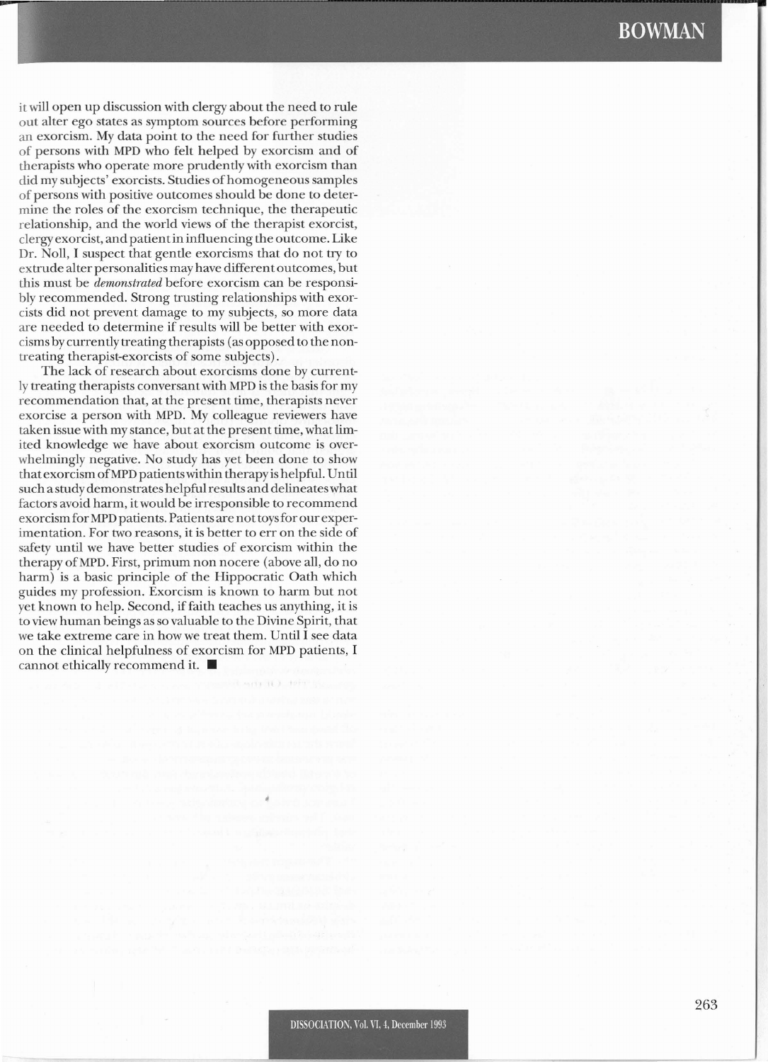it will open up discussion with clergy about the need to rule out alter ego states as symptom sources before performing an exorcism. My data point to the need for further studies of persons with MPD who felt helped by exorcism and of therapists who operate more prudently with exorcism than did my subjects' exorcists. Studies of homogeneous samples of persons with positive outcomes should be done to determine the roles of the exorcism technique, the therapeutic relationship, and the world views of the therapist exorcist, clergy exorcist, and patient in influencing the outcome. Like Dr. Noll, I suspect that gentle exorcisms that do not try to extrude alter personalities may have different outcomes, but this must be *demonstrated* before exorcism can be responsibly recommended. Strong trusting relationships with exorcists did not prevent damage to my subjects, so more data are needed to determine if results will be better with exorcisms by currently treating therapists (as opposed to the non-treating therapist-exorcists of some subjects).

The lack of research about exorcisms done by currently treating therapists conversant with MPD is the basis for my recommendation that, at the present time, therapists never exorcise a person with MPD. My colleague reviewers have taken issue with my stance, but at the present time, what limited knowledge we have about exorcism outcome is overwhelmingly negative. No study has yet been done to show that exorcism of MPD patients within therapy is helpful. Until such a study demonstrates helpful results and delineates what factors avoid harm, it would be irresponsible to recommend exorcism for MPD patients. Patients are not toys for our experimentation. For two reasons, it is better to err on the side of safety until we have better studies of exorcism within the therapy of MPD. First, primum non nocere (above all, do no harm) is a basic principle of the Hippocratic Oath which guides my profession. Exorcism is known to harm but not yet known to help. Second, if faith teaches us anything, it is to view human beings as so valuable to the Divine Spirit, that we take extreme care in how we treat them. Until I see data on the clinical helpfulness of exorcism for MPD patients, I cannot ethically recommend it. ■